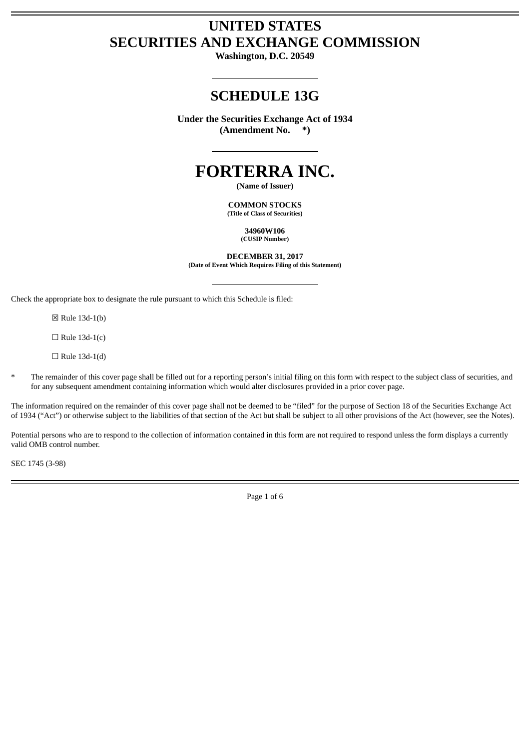# UNITED STATES
# SECURITIES AND EXCHANGE COMMISSION

**Washington, D.C. 20549**

## SCHEDULE 13G

**Under the Securities Exchange Act of 1934**
**(Amendment No.     *)**

# FORTERRA INC.

**(Name of Issuer)**

**COMMON STOCKS**
**(Title of Class of Securities)**

**34960W106**
**(CUSIP Number)**

**DECEMBER 31, 2017**
**(Date of Event Which Requires Filing of this Statement)**

Check the appropriate box to designate the rule pursuant to which this Schedule is filed:

☒ Rule 13d-1(b)

☐ Rule 13d-1(c)

☐ Rule 13d-1(d)

* The remainder of this cover page shall be filled out for a reporting person's initial filing on this form with respect to the subject class of securities, and for any subsequent amendment containing information which would alter disclosures provided in a prior cover page.

The information required on the remainder of this cover page shall not be deemed to be "filed" for the purpose of Section 18 of the Securities Exchange Act of 1934 ("Act") or otherwise subject to the liabilities of that section of the Act but shall be subject to all other provisions of the Act (however, see the Notes).

Potential persons who are to respond to the collection of information contained in this form are not required to respond unless the form displays a currently valid OMB control number.

SEC 1745 (3-98)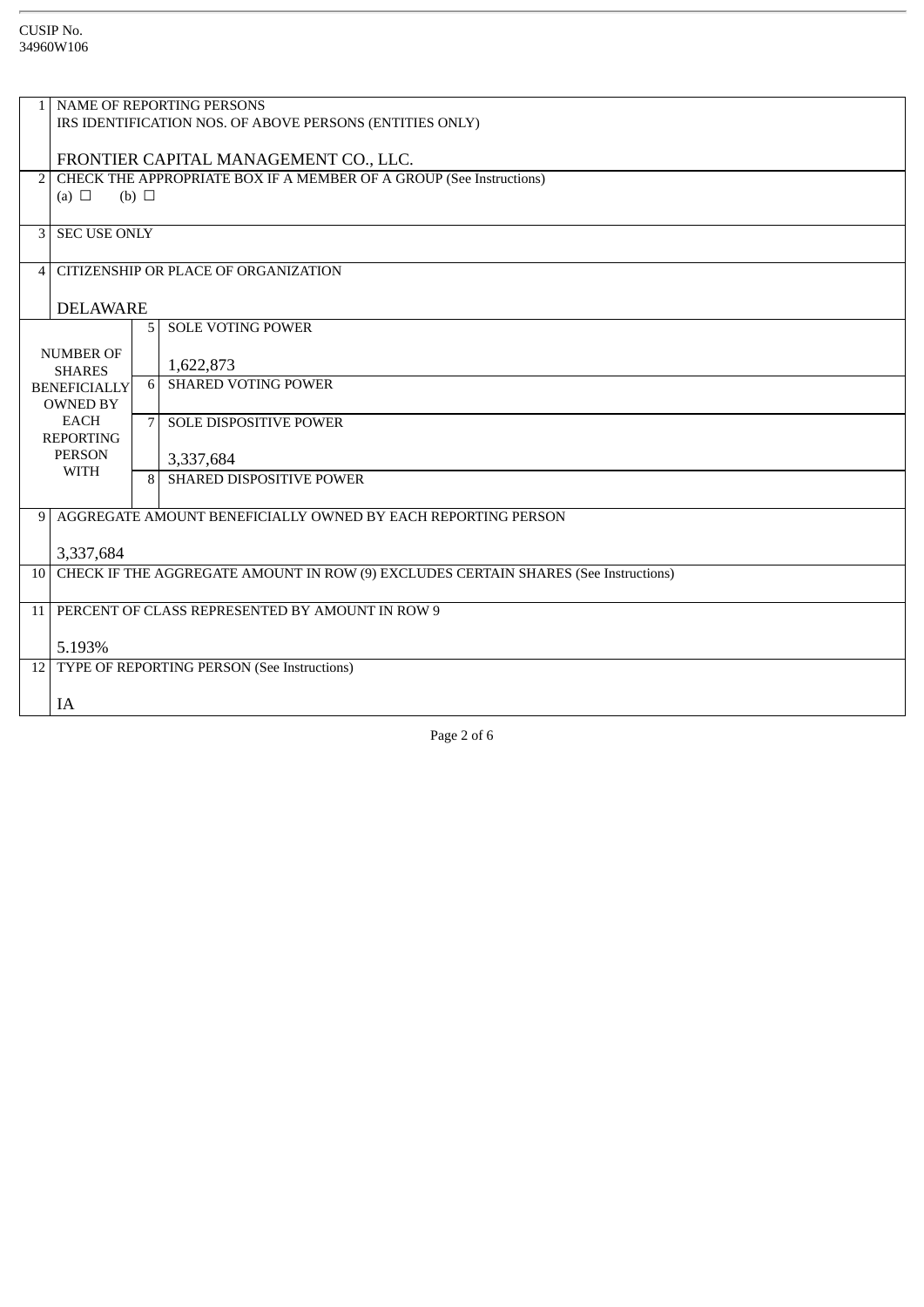CUSIP No.
34960W106

| | | | |
|---|---|---|---|
| 1 | NAME OF REPORTING PERSONS<br>IRS IDENTIFICATION NOS. OF ABOVE PERSONS (ENTITIES ONLY)<br><br>FRONTIER CAPITAL MANAGEMENT CO., LLC. | | |
| 2 | CHECK THE APPROPRIATE BOX IF A MEMBER OF A GROUP (See Instructions)<br>(a) ☐ (b) ☐ | | |
| 3 | SEC USE ONLY | | |
| 4 | CITIZENSHIP OR PLACE OF ORGANIZATION<br><br>DELAWARE | | |
| NUMBER OF SHARES BENEFICIALLY OWNED BY EACH REPORTING PERSON WITH | | 5 | SOLE VOTING POWER<br><br>1,622,873 |
| | | 6 | SHARED VOTING POWER |
| | | 7 | SOLE DISPOSITIVE POWER<br><br>3,337,684 |
| | | 8 | SHARED DISPOSITIVE POWER |
| 9 | AGGREGATE AMOUNT BENEFICIALLY OWNED BY EACH REPORTING PERSON<br><br>3,337,684 | | |
| 10 | CHECK IF THE AGGREGATE AMOUNT IN ROW (9) EXCLUDES CERTAIN SHARES (See Instructions) | | |
| 11 | PERCENT OF CLASS REPRESENTED BY AMOUNT IN ROW 9<br><br>5.193% | | |
| 12 | TYPE OF REPORTING PERSON (See Instructions)<br><br>IA | | |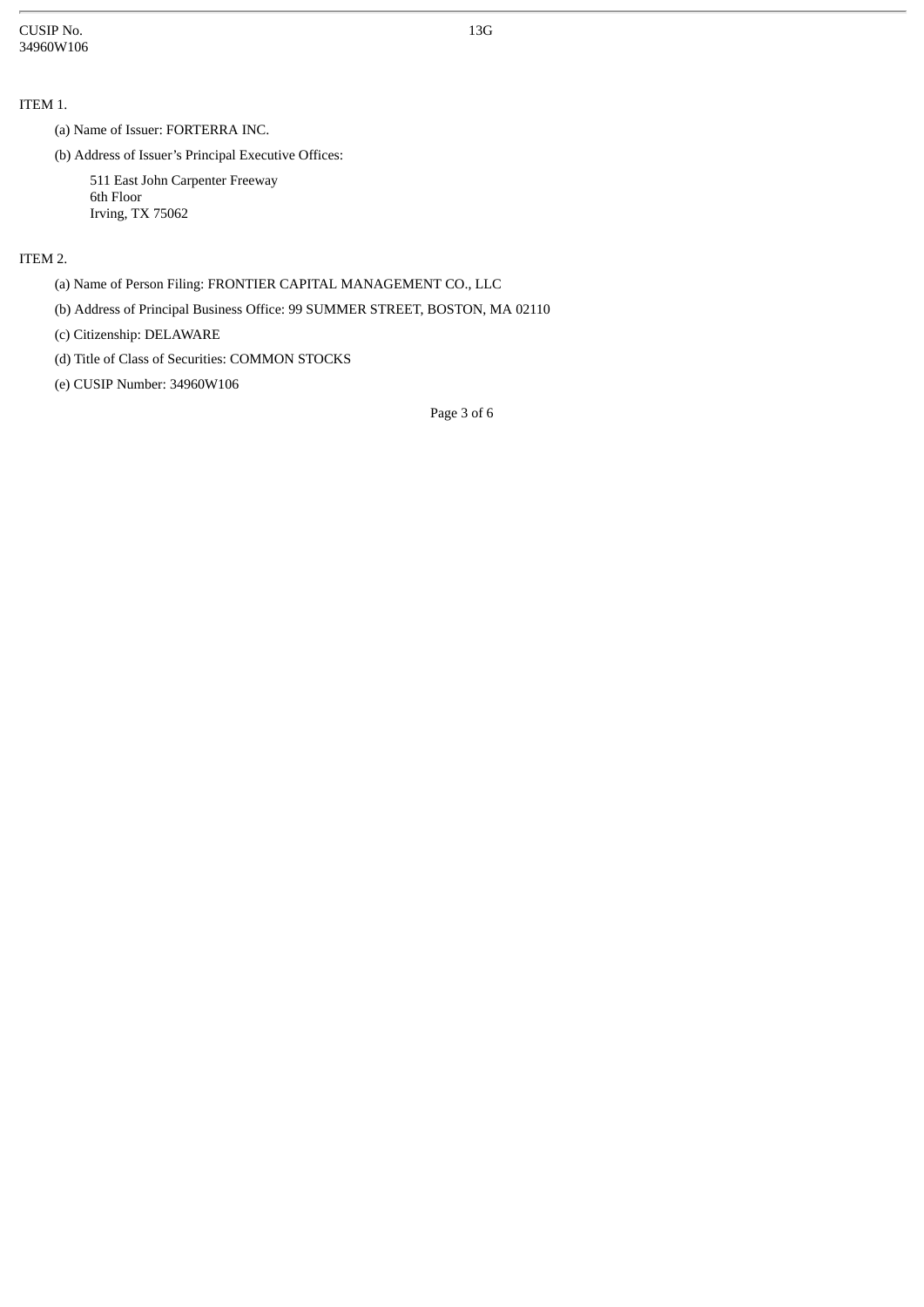ITEM 1.

(a) Name of Issuer: FORTERRA INC.

(b) Address of Issuer's Principal Executive Offices:

511 East John Carpenter Freeway
6th Floor
Irving, TX 75062

ITEM 2.

(a) Name of Person Filing: FRONTIER CAPITAL MANAGEMENT CO., LLC

(b) Address of Principal Business Office: 99 SUMMER STREET, BOSTON, MA 02110

(c) Citizenship: DELAWARE

(d) Title of Class of Securities: COMMON STOCKS

(e) CUSIP Number: 34960W106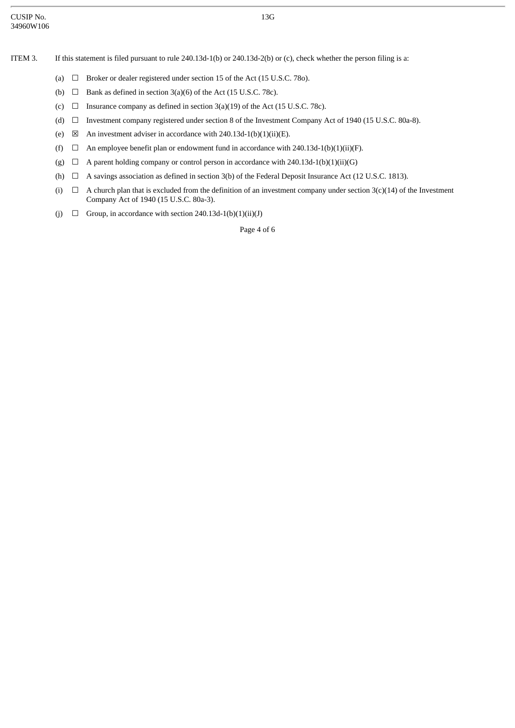CUSIP No. 34960W106

13G

ITEM 3. If this statement is filed pursuant to rule 240.13d-1(b) or 240.13d-2(b) or (c), check whether the person filing is a:

(a) ☐ Broker or dealer registered under section 15 of the Act (15 U.S.C. 78o).

(b) ☐ Bank as defined in section 3(a)(6) of the Act (15 U.S.C. 78c).

(c) ☐ Insurance company as defined in section 3(a)(19) of the Act (15 U.S.C. 78c).

(d) ☐ Investment company registered under section 8 of the Investment Company Act of 1940 (15 U.S.C. 80a-8).

(e) ☒ An investment adviser in accordance with 240.13d-1(b)(1)(ii)(E).

(f) ☐ An employee benefit plan or endowment fund in accordance with 240.13d-1(b)(1)(ii)(F).

(g) ☐ A parent holding company or control person in accordance with 240.13d-1(b)(1)(ii)(G)

(h) ☐ A savings association as defined in section 3(b) of the Federal Deposit Insurance Act (12 U.S.C. 1813).

(i) ☐ A church plan that is excluded from the definition of an investment company under section 3(c)(14) of the Investment Company Act of 1940 (15 U.S.C. 80a-3).

(j) ☐ Group, in accordance with section 240.13d-1(b)(1)(ii)(J)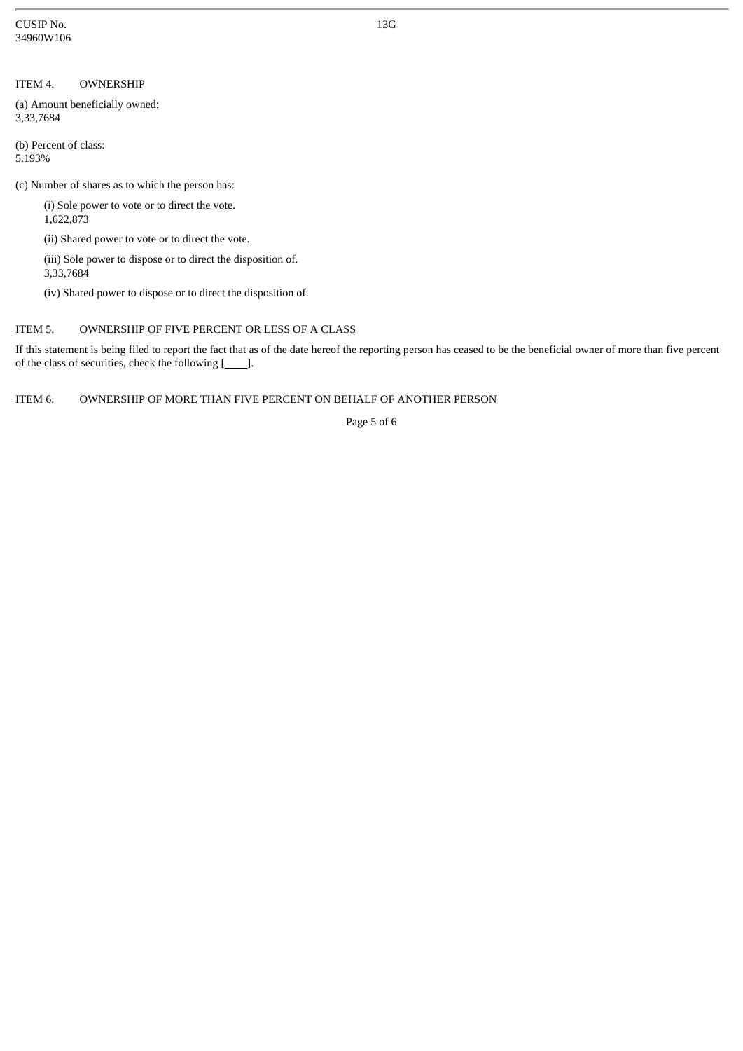CUSIP No. 34960W106 | 13G

ITEM 4. OWNERSHIP

(a) Amount beneficially owned:
3,33,7684

(b) Percent of class:
5.193%

(c) Number of shares as to which the person has:

(i) Sole power to vote or to direct the vote.
1,622,873

(ii) Shared power to vote or to direct the vote.

(iii) Sole power to dispose or to direct the disposition of.
3,33,7684

(iv) Shared power to dispose or to direct the disposition of.

ITEM 5. OWNERSHIP OF FIVE PERCENT OR LESS OF A CLASS

If this statement is being filed to report the fact that as of the date hereof the reporting person has ceased to be the beneficial owner of more than five percent of the class of securities, check the following [____].

ITEM 6. OWNERSHIP OF MORE THAN FIVE PERCENT ON BEHALF OF ANOTHER PERSON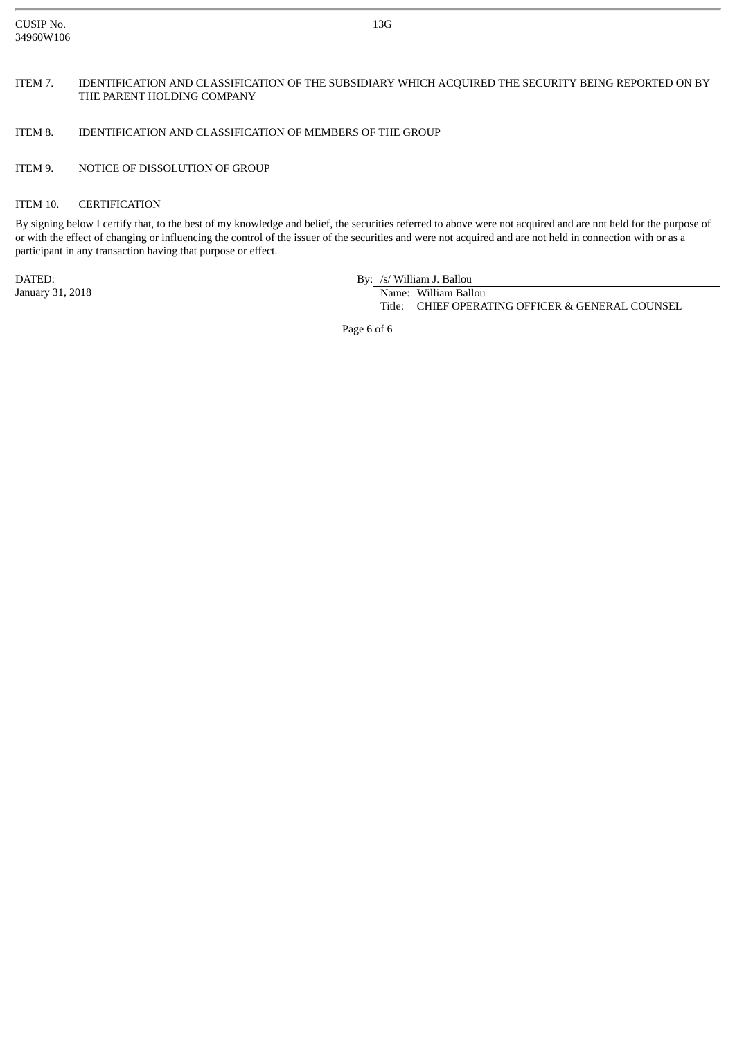ITEM 7. IDENTIFICATION AND CLASSIFICATION OF THE SUBSIDIARY WHICH ACQUIRED THE SECURITY BEING REPORTED ON BY THE PARENT HOLDING COMPANY

ITEM 8. IDENTIFICATION AND CLASSIFICATION OF MEMBERS OF THE GROUP

ITEM 9. NOTICE OF DISSOLUTION OF GROUP

ITEM 10. CERTIFICATION

By signing below I certify that, to the best of my knowledge and belief, the securities referred to above were not acquired and are not held for the purpose of or with the effect of changing or influencing the control of the issuer of the securities and were not acquired and are not held in connection with or as a participant in any transaction having that purpose or effect.

DATED:
January 31, 2018

By: /s/ William J. Ballou
Name: William Ballou
Title: CHIEF OPERATING OFFICER & GENERAL COUNSEL